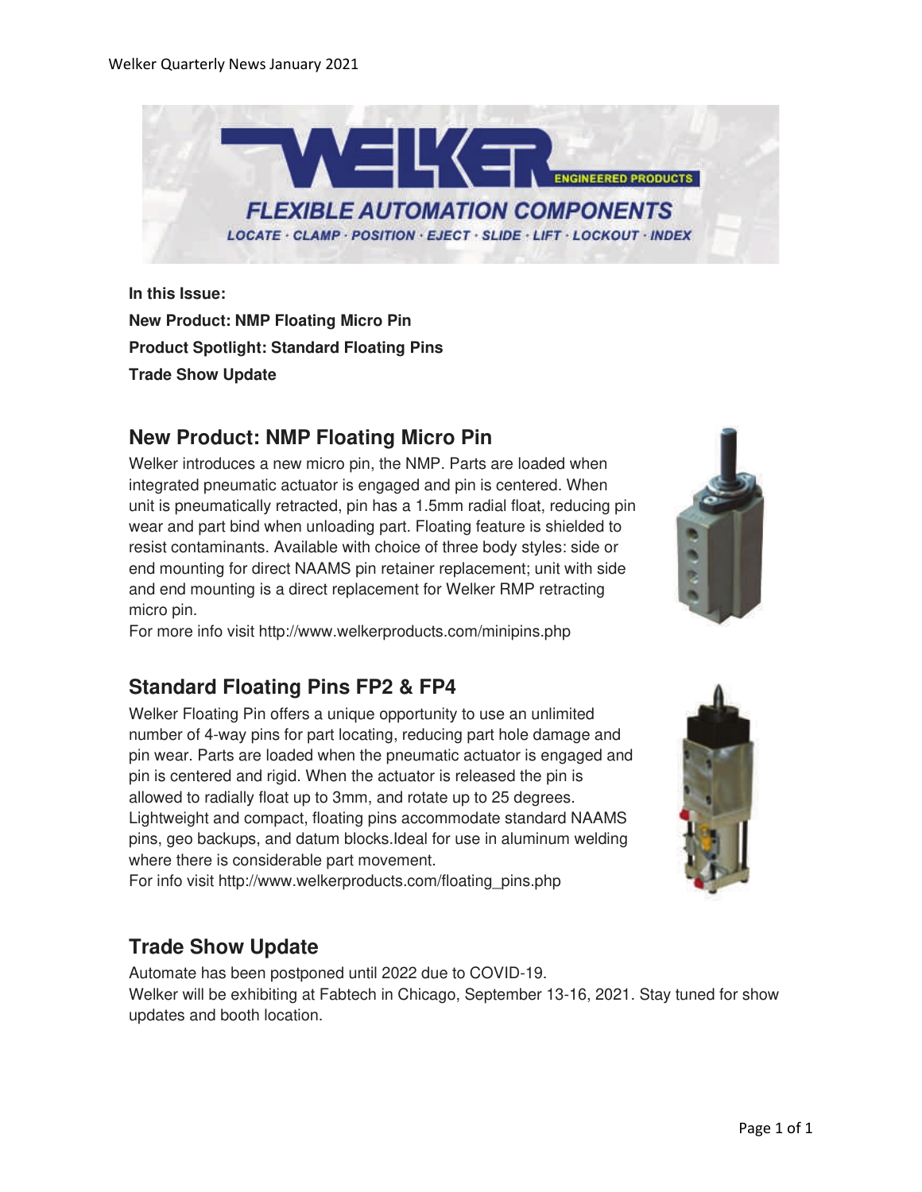**In this Issue:**

**New Product: NMP Floating Micro Pin**

**Product Spotlight: Standard Floating Pins**

**Trade Show Update**

## New Product: NMP Floating Micro Pin

Welker introduces a new micro pin, the NMP. Parts are loaded when integrated pneumatic actuator is engaged and pin is centered. When unit is pneumatically retracted, pin has a 1.5mm radial float, reducing pin wear and part bind when unloading part. Floating feature is shielded to resist contaminants. Available with choice of three body styles: side or end mounting for direct NAAMS pin retainer replacement; unit with side and end mounting is a direct replacement for Welker RMP retracting micro pin.

For more info visit http://www.welkerproducts.com/minipins.php

## Standard Floating Pins FP2 & FP4

Welker Floating Pin offers a unique opportunity to use an unlimited number of 4-way pins for part locating, reducing part hole damage and pin wear. Parts are loaded when the pneumatic actuator is engaged and pin is centered and rigid. When the actuator is released the pin is allowed to radially float up to 3mm, and rotate up to 25 degrees. Lightweight and compact, floating pins accommodate standard NAAMS pins, geo backups, and datum blocks.Ideal for use in aluminum welding where there is considerable part movement.

For info visit http://www.welkerproducts.com/floating_pins.php

## Trade Show Update

Automate has been postponed until 2022 due to COVID-19.

Welker will be exhibiting at Fabtech in Chicago, September 13-16, 2021. Stay tuned for show updates and booth location.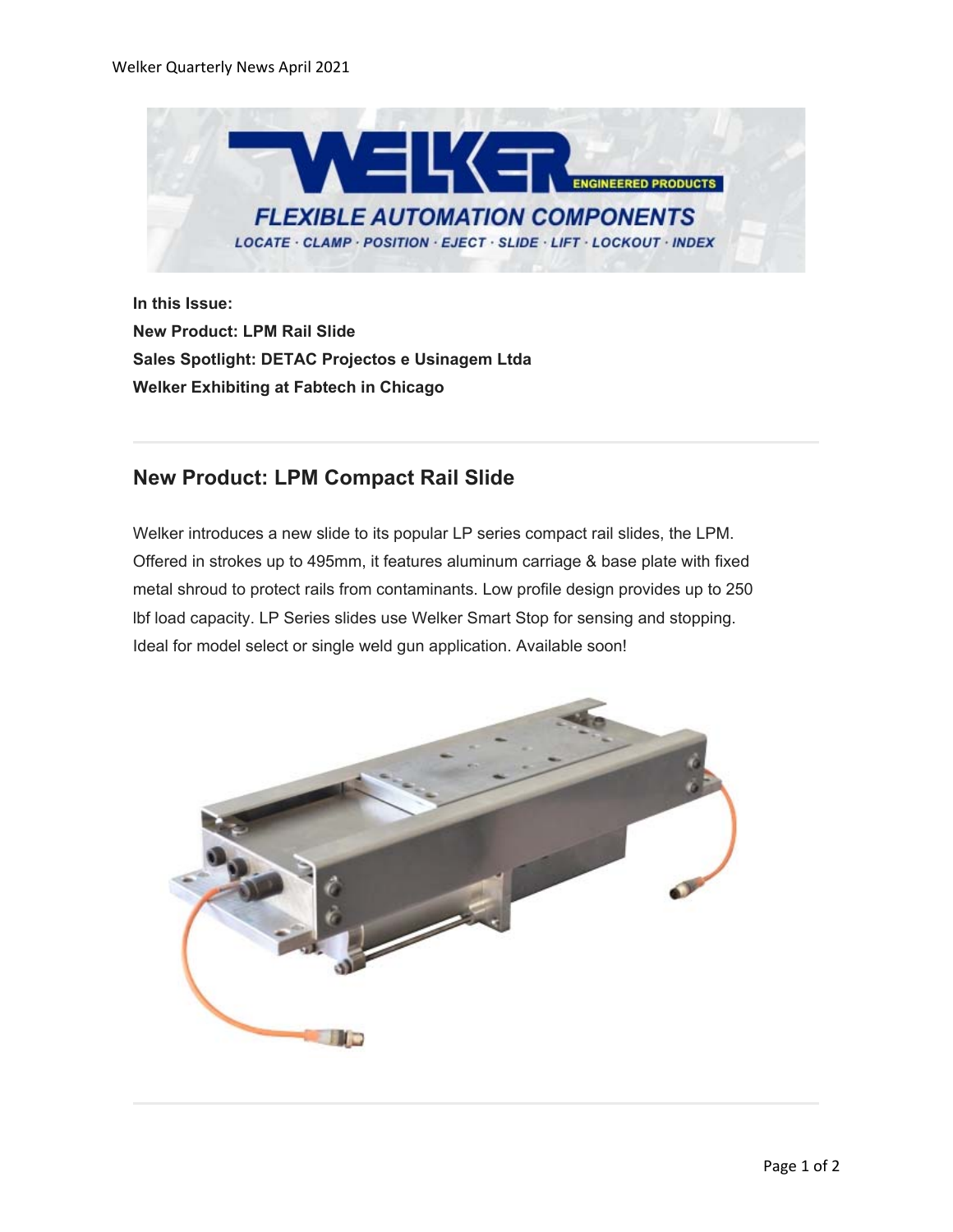In this Issue:

**New Product: LPM Rail Slide**

**Sales Spotlight: DETAC Projectos e Usinagem Ltda**

**Welker Exhibiting at Fabtech in Chicago**

---

## New Product: LPM Compact Rail Slide

Welker introduces a new slide to its popular LP series compact rail slides, the LPM. Offered in strokes up to 495mm, it features aluminum carriage & base plate with fixed metal shroud to protect rails from contaminants. Low profile design provides up to 250 lbf load capacity. LP Series slides use Welker Smart Stop for sensing and stopping. Ideal for model select or single weld gun application. Available soon!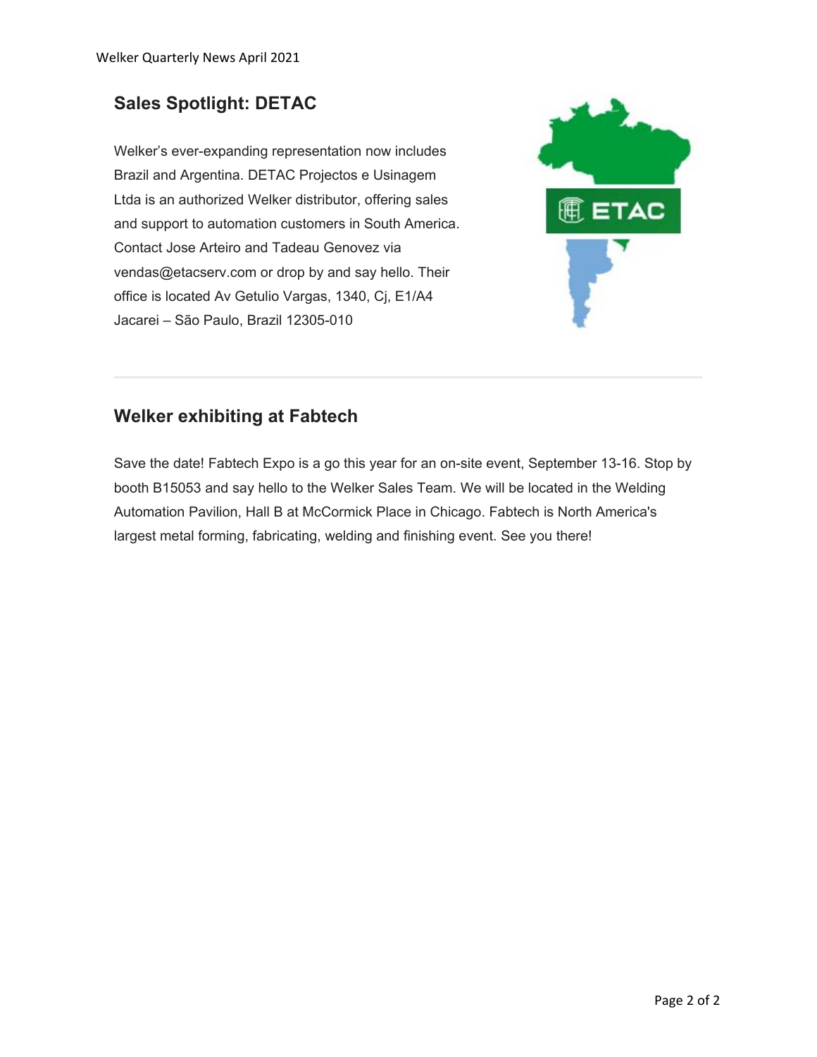## Sales Spotlight: DETAC

Welker's ever-expanding representation now includes Brazil and Argentina. DETAC Projectos e Usinagem Ltda is an authorized Welker distributor, offering sales and support to automation customers in South America. Contact Jose Arteiro and Tadeau Genovez via vendas@etacserv.com or drop by and say hello. Their office is located Av Getulio Vargas, 1340, Cj, E1/A4 Jacarei – São Paulo, Brazil 12305-010

---

## Welker exhibiting at Fabtech

Save the date! Fabtech Expo is a go this year for an on-site event, September 13-16. Stop by booth B15053 and say hello to the Welker Sales Team. We will be located in the Welding Automation Pavilion, Hall B at McCormick Place in Chicago. Fabtech is North America's largest metal forming, fabricating, welding and finishing event. See you there!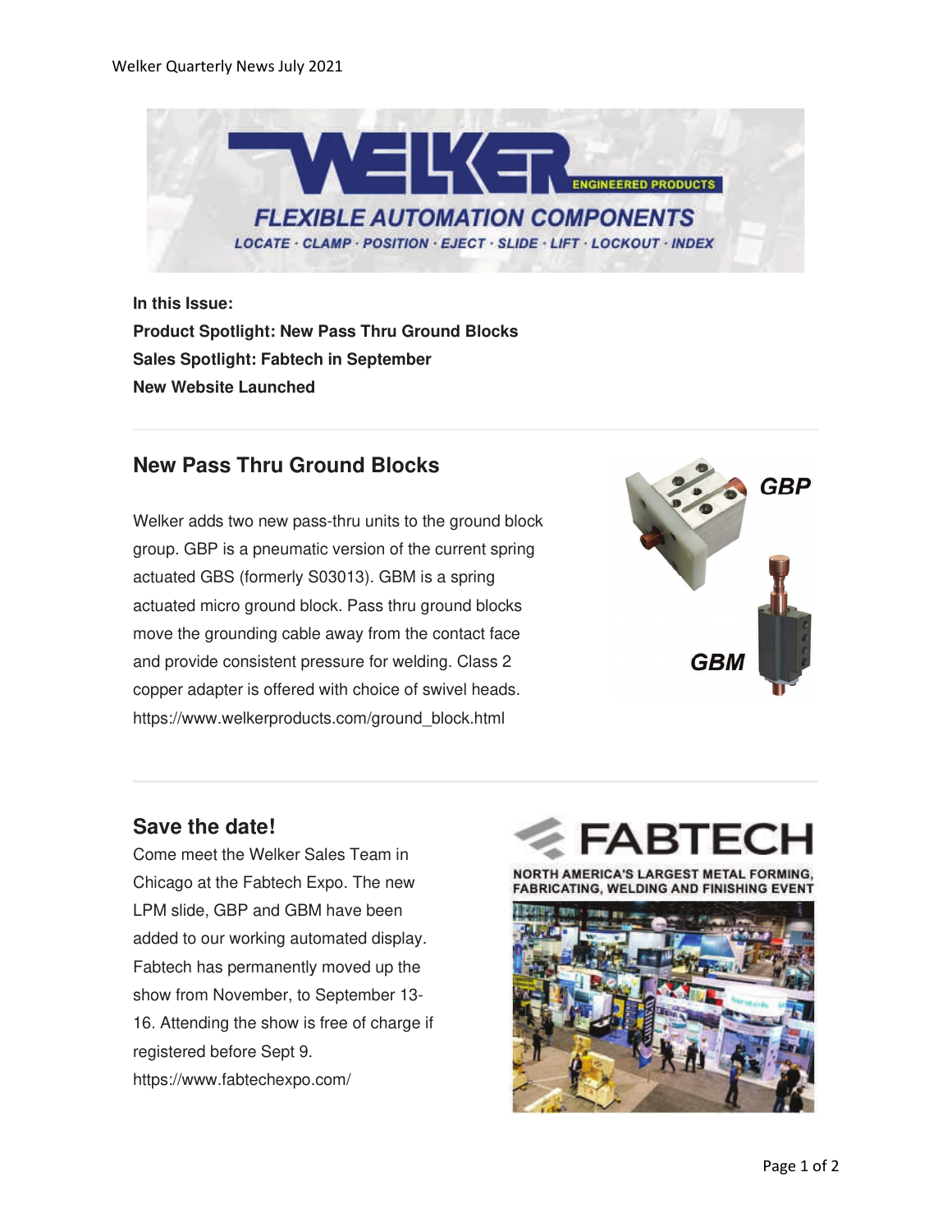Welker Quarterly News July 2021

**In this Issue:**
**Product Spotlight: New Pass Thru Ground Blocks**
**Sales Spotlight: Fabtech in September**
**New Website Launched**

---

## New Pass Thru Ground Blocks

Welker adds two new pass-thru units to the ground block group. GBP is a pneumatic version of the current spring actuated GBS (formerly S03013). GBM is a spring actuated micro ground block. Pass thru ground blocks move the grounding cable away from the contact face and provide consistent pressure for welding. Class 2 copper adapter is offered with choice of swivel heads.
https://www.welkerproducts.com/ground_block.html

---

## Save the date!

Come meet the Welker Sales Team in Chicago at the Fabtech Expo. The new LPM slide, GBP and GBM have been added to our working automated display. Fabtech has permanently moved up the show from November, to September 13-16. Attending the show is free of charge if registered before Sept 9.
https://www.fabtechexpo.com/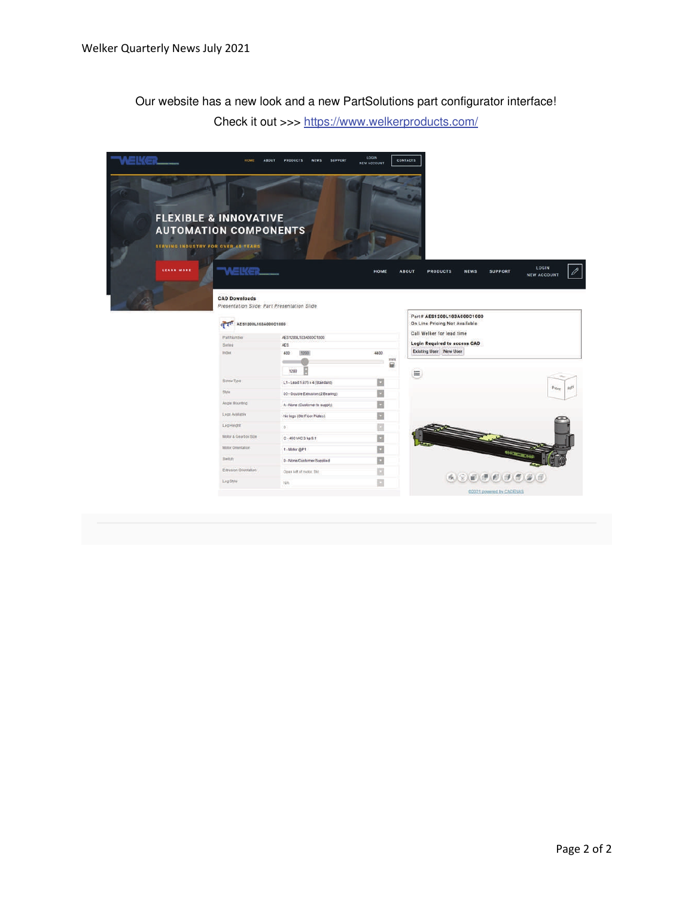Our website has a new look and a new PartSolutions part configurator interface!

Check it out >>> https://www.welkerproducts.com/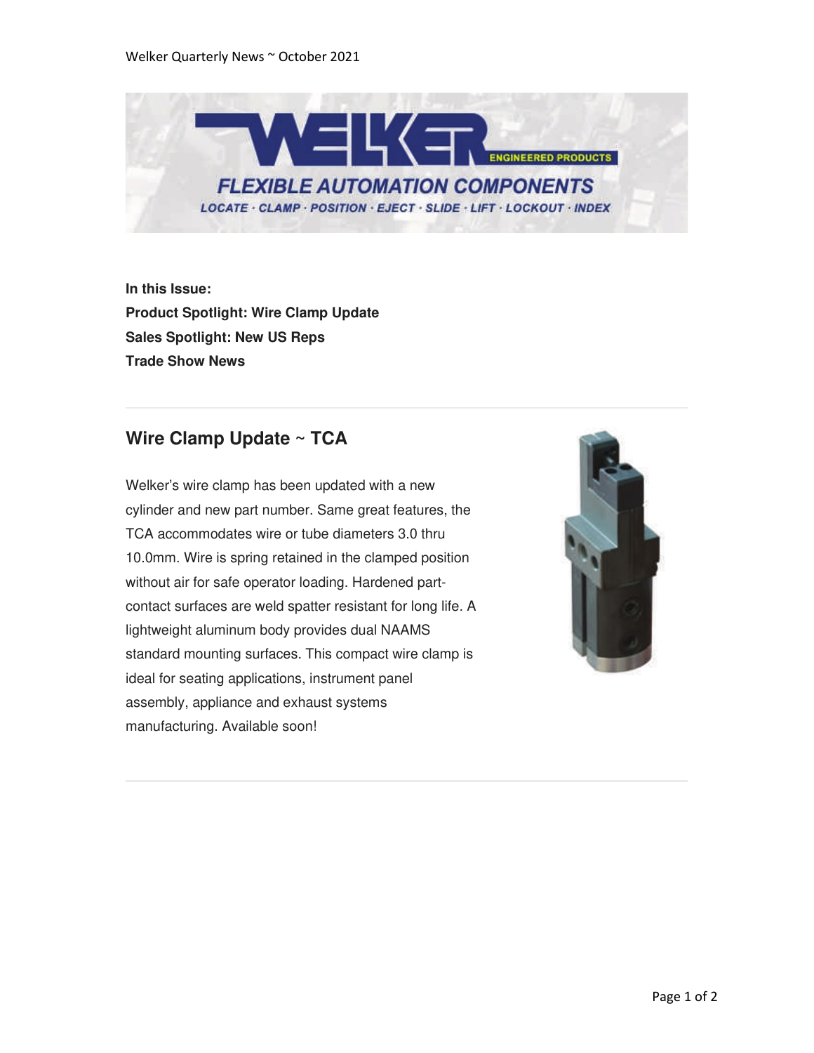Welker Quarterly News ~ October 2021

WELKER ENGINEERED PRODUCTS

FLEXIBLE AUTOMATION COMPONENTS

LOCATE · CLAMP · POSITION · EJECT · SLIDE · LIFT · LOCKOUT · INDEX

**In this Issue:**
**Product Spotlight: Wire Clamp Update**
**Sales Spotlight: New US Reps**
**Trade Show News**

---

## Wire Clamp Update ~ TCA

Welker's wire clamp has been updated with a new cylinder and new part number. Same great features, the TCA accommodates wire or tube diameters 3.0 thru 10.0mm. Wire is spring retained in the clamped position without air for safe operator loading. Hardened part-contact surfaces are weld spatter resistant for long life. A lightweight aluminum body provides dual NAAMS standard mounting surfaces. This compact wire clamp is ideal for seating applications, instrument panel assembly, appliance and exhaust systems manufacturing. Available soon!

---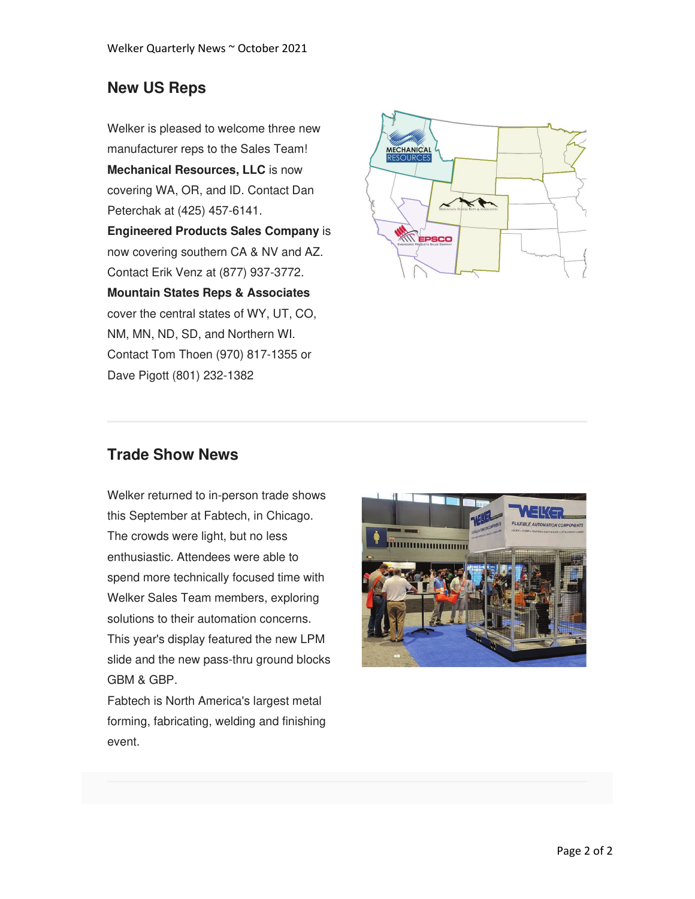## New US Reps

Welker is pleased to welcome three new manufacturer reps to the Sales Team!
**Mechanical Resources, LLC** is now covering WA, OR, and ID. Contact Dan Peterchak at (425) 457-6141.
**Engineered Products Sales Company** is now covering southern CA & NV and AZ. Contact Erik Venz at (877) 937-3772.
**Mountain States Reps & Associates** cover the central states of WY, UT, CO, NM, MN, ND, SD, and Northern WI. Contact Tom Thoen (970) 817-1355 or Dave Pigott (801) 232-1382

## Trade Show News

Welker returned to in-person trade shows this September at Fabtech, in Chicago. The crowds were light, but no less enthusiastic. Attendees were able to spend more technically focused time with Welker Sales Team members, exploring solutions to their automation concerns. This year's display featured the new LPM slide and the new pass-thru ground blocks GBM & GBP.
Fabtech is North America's largest metal forming, fabricating, welding and finishing event.